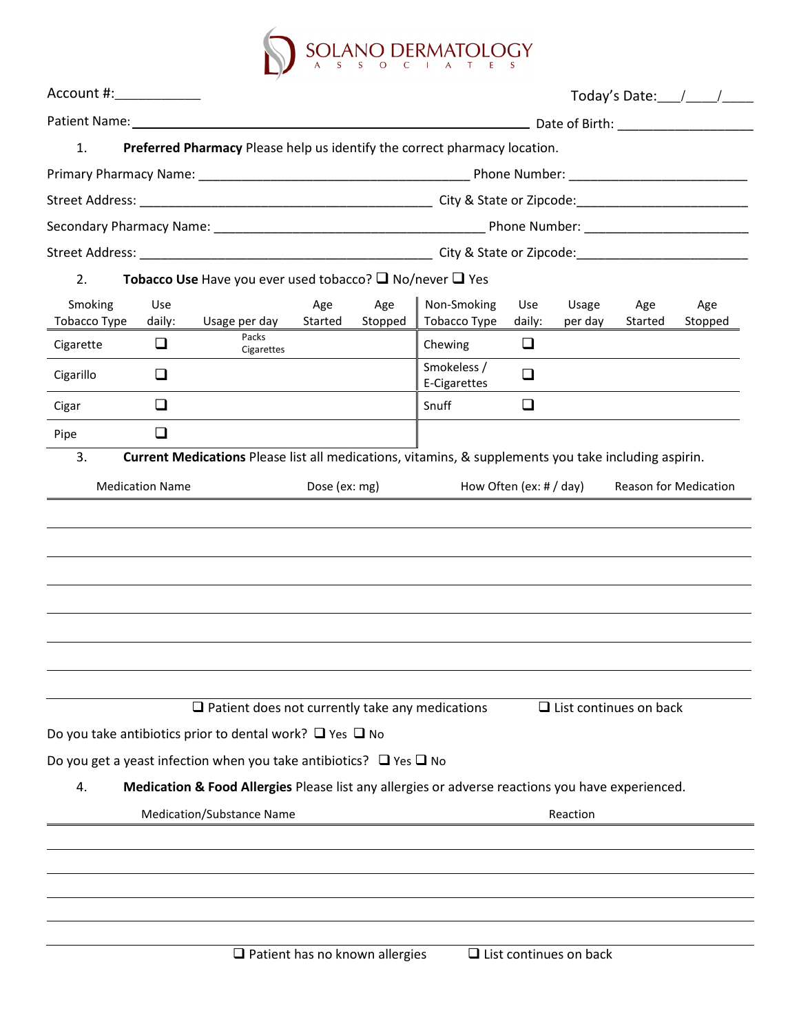# SOLANO DERMATOLOGY
ASSOCIATES

Account #:___________ Today's Date:___/____/____

Patient Name: ____________________________________________ Date of Birth: __________________

1. **Preferred Pharmacy** Please help us identify the correct pharmacy location.

Primary Pharmacy Name: ____________________________________ Phone Number: _______________________

Street Address: ________________________________________ City & State or Zipcode:______________________

Secondary Pharmacy Name: __________________________________ Phone Number: _______________________

Street Address: ________________________________________ City & State or Zipcode:______________________

2. **Tobacco Use** Have you ever used tobacco? ❑ No/never ❑ Yes

| Smoking Tobacco Type | Use daily: | Usage per day | Age Started | Age Stopped | Non-Smoking Tobacco Type | Use daily: | Usage per day | Age Started | Age Stopped |
|---|---|---|---|---|---|---|---|---|---|
| Cigarette | ❑ | Packs Cigarettes | | | Chewing | ❑ | | | |
| Cigarillo | ❑ | | | | Smokeless / E-Cigarettes | ❑ | | | |
| Cigar | ❑ | | | | Snuff | ❑ | | | |
| Pipe | ❑ | | | | | | | | |

3. **Current Medications** Please list all medications, vitamins, & supplements you take including aspirin.

| Medication Name | Dose (ex: mg) | How Often (ex: # / day) | Reason for Medication |
|---|---|---|---|
| | | | |
| | | | |
| | | | |
| | | | |
| | | | |
| | | | |
| | | | |

❑ Patient does not currently take any medications ❑ List continues on back

Do you take antibiotics prior to dental work? ❑ Yes ❑ No

Do you get a yeast infection when you take antibiotics? ❑ Yes ❑ No

4. **Medication & Food Allergies** Please list any allergies or adverse reactions you have experienced.

| Medication/Substance Name | Reaction |
|---|---|
| | |
| | |
| | |
| | |
| | |

❑ Patient has no known allergies ❑ List continues on back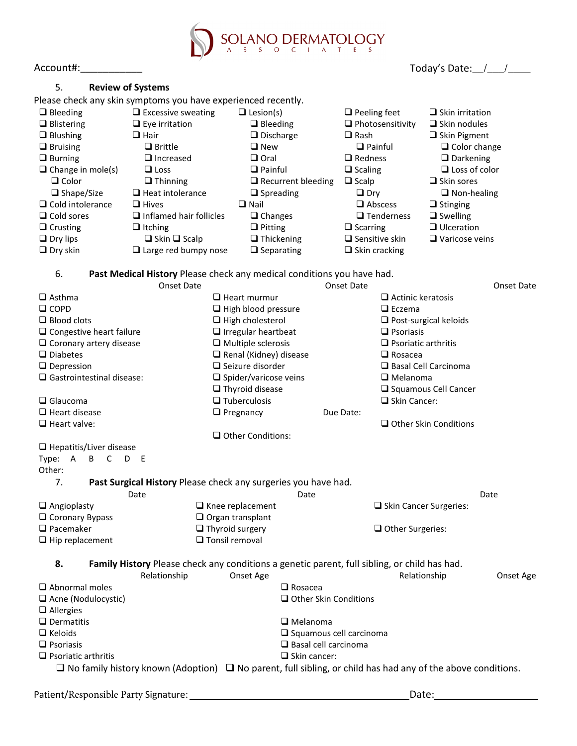# SOLANO DERMATOLOGY
ASSOCIATES

Account#:___________ Today's Date:__/___/____

## 5. Review of Systems

Please check any skin symptoms you have experienced recently.

- ❑ Bleeding
- ❑ Blistering
- ❑ Blushing
- ❑ Bruising
- ❑ Burning
- ❑ Change in mole(s)
  - ❑ Color
  - ❑ Shape/Size
- ❑ Cold intolerance
- ❑ Cold sores
- ❑ Crusting
- ❑ Dry lips
- ❑ Dry skin
- ❑ Excessive sweating
- ❑ Eye irritation
- ❑ Hair
  - ❑ Brittle
  - ❑ Increased
  - ❑ Loss
  - ❑ Thinning
- ❑ Heat intolerance
- ❑ Hives
- ❑ Inflamed hair follicles
- ❑ Itching
  - ❑ Skin ❑ Scalp
- ❑ Large red bumpy nose
- ❑ Lesion(s)
  - ❑ Bleeding
  - ❑ Discharge
  - ❑ New
  - ❑ Oral
  - ❑ Painful
  - ❑ Recurrent bleeding
  - ❑ Spreading
- ❑ Nail
  - ❑ Changes
  - ❑ Pitting
  - ❑ Thickening
  - ❑ Separating
- ❑ Peeling feet
- ❑ Photosensitivity
- ❑ Rash
  - ❑ Painful
- ❑ Redness
- ❑ Scaling
- ❑ Scalp
  - ❑ Dry
  - ❑ Abscess
  - ❑ Tenderness
- ❑ Scarring
- ❑ Sensitive skin
- ❑ Skin cracking
- ❑ Skin irritation
- ❑ Skin nodules
- ❑ Skin Pigment
  - ❑ Color change
  - ❑ Darkening
  - ❑ Loss of color
- ❑ Skin sores
  - ❑ Non-healing
- ❑ Stinging
- ❑ Swelling
- ❑ Ulceration
- ❑ Varicose veins

## 6. Past Medical History

Please check any medical conditions you have had.

| Condition | Onset Date | Condition | Onset Date | Condition | Onset Date |
|---|---|---|---|---|---|
| ❑ Asthma | | ❑ Heart murmur | | ❑ Actinic keratosis | |
| ❑ COPD | | ❑ High blood pressure | | ❑ Eczema | |
| ❑ Blood clots | | ❑ High cholesterol | | ❑ Post-surgical keloids | |
| ❑ Congestive heart failure | | ❑ Irregular heartbeat | | ❑ Psoriasis | |
| ❑ Coronary artery disease | | ❑ Multiple sclerosis | | ❑ Psoriatic arthritis | |
| ❑ Diabetes | | ❑ Renal (Kidney) disease | | ❑ Rosacea | |
| ❑ Depression | | ❑ Seizure disorder | | ❑ Basal Cell Carcinoma | |
| ❑ Gastrointestinal disease: | | ❑ Spider/varicose veins | | ❑ Melanoma | |
| | | ❑ Thyroid disease | | ❑ Squamous Cell Cancer | |
| ❑ Glaucoma | | ❑ Tuberculosis | | ❑ Skin Cancer: | |
| ❑ Heart disease | | ❑ Pregnancy | Due Date: | | |
| ❑ Heart valve: | | | | ❑ Other Skin Conditions | |
| | | ❑ Other Conditions: | | | |
| ❑ Hepatitis/Liver disease<br>Type: A B C D E<br>Other: | | | | | |

## 7. Past Surgical History

Please check any surgeries you have had.

| Surgery | Date | Surgery | Date | Surgery | Date |
|---|---|---|---|---|---|
| ❑ Angioplasty | | ❑ Knee replacement | | ❑ Skin Cancer Surgeries: | |
| ❑ Coronary Bypass | | ❑ Organ transplant | | | |
| ❑ Pacemaker | | ❑ Thyroid surgery | | ❑ Other Surgeries: | |
| ❑ Hip replacement | | ❑ Tonsil removal | | | |

## 8. Family History

Please check any conditions a genetic parent, full sibling, or child has had.

| Condition | Relationship | Onset Age | Condition | Relationship | Onset Age |
|---|---|---|---|---|---|
| ❑ Abnormal moles | | | ❑ Rosacea | | |
| ❑ Acne (Nodulocystic) | | | ❑ Other Skin Conditions | | |
| ❑ Allergies | | | | | |
| ❑ Dermatitis | | | ❑ Melanoma | | |
| ❑ Keloids | | | ❑ Squamous cell carcinoma | | |
| ❑ Psoriasis | | | ❑ Basal cell carcinoma | | |
| ❑ Psoriatic arthritis | | | ❑ Skin cancer: | | |

❑ No family history known (Adoption) ❑ No parent, full sibling, or child has had any of the above conditions.

Patient/Responsible Party Signature: ______________________________ Date: ________________